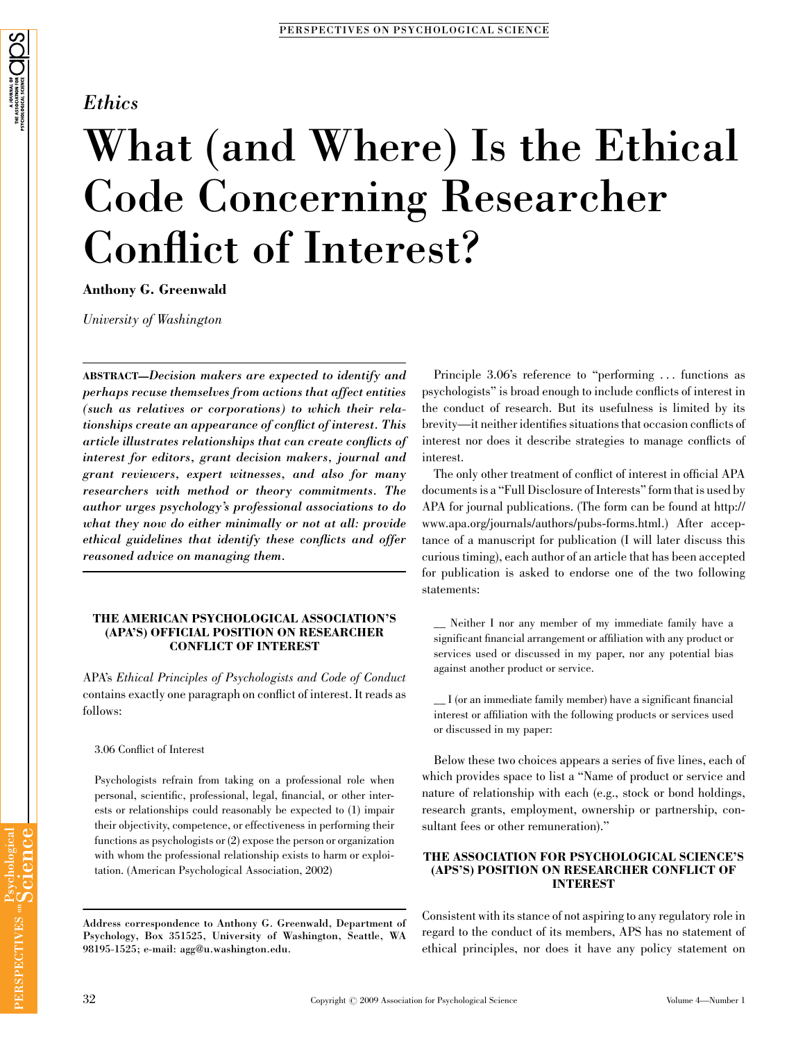*Ethics*

# What (and Where) Is the Ethical Code Concerning Researcher Conflict of Interest?

**Anthony G. Greenwald**

*University of Washington*

**ABSTRACT**—*Decision makers are expected to identify and perhaps recuse themselves from actions that affect entities (such as relatives or corporations) to which their relationships create an appearance of conflict of interest. This article illustrates relationships that can create conflicts of interest for editors, grant decision makers, journal and grant reviewers, expert witnesses, and also for many researchers with method or theory commitments. The author urges psychology's professional associations to do what they now do either minimally or not at all: provide ethical guidelines that identify these conflicts and offer reasoned advice on managing them.*

## THE AMERICAN PSYCHOLOGICAL ASSOCIATION'S (APA'S) OFFICIAL POSITION ON RESEARCHER CONFLICT OF INTEREST

APA's *Ethical Principles of Psychologists and Code of Conduct* contains exactly one paragraph on conflict of interest. It reads as follows:

> 3.06 Conflict of Interest
>
> Psychologists refrain from taking on a professional role when personal, scientific, professional, legal, financial, or other interests or relationships could reasonably be expected to (1) impair their objectivity, competence, or effectiveness in performing their functions as psychologists or (2) expose the person or organization with whom the professional relationship exists to harm or exploitation. (American Psychological Association, 2002)

Principle 3.06's reference to "performing . . . functions as psychologists" is broad enough to include conflicts of interest in the conduct of research. But its usefulness is limited by its brevity—it neither identifies situations that occasion conflicts of interest nor does it describe strategies to manage conflicts of interest.

The only other treatment of conflict of interest in official APA documents is a "Full Disclosure of Interests" form that is used by APA for journal publications. (The form can be found at http://www.apa.org/journals/authors/pubs-forms.html.) After acceptance of a manuscript for publication (I will later discuss this curious timing), each author of an article that has been accepted for publication is asked to endorse one of the two following statements:

> __ Neither I nor any member of my immediate family have a significant financial arrangement or affiliation with any product or services used or discussed in my paper, nor any potential bias against another product or service.
>
> __ I (or an immediate family member) have a significant financial interest or affiliation with the following products or services used or discussed in my paper:

Below these two choices appears a series of five lines, each of which provides space to list a "Name of product or service and nature of relationship with each (e.g., stock or bond holdings, research grants, employment, ownership or partnership, consultant fees or other remuneration)."

## THE ASSOCIATION FOR PSYCHOLOGICAL SCIENCE'S (APS'S) POSITION ON RESEARCHER CONFLICT OF INTEREST

Consistent with its stance of not aspiring to any regulatory role in regard to the conduct of its members, APS has no statement of ethical principles, nor does it have any policy statement on

---

Address correspondence to Anthony G. Greenwald, Department of Psychology, Box 351525, University of Washington, Seattle, WA 98195-1525; e-mail: agg@u.washington.edu.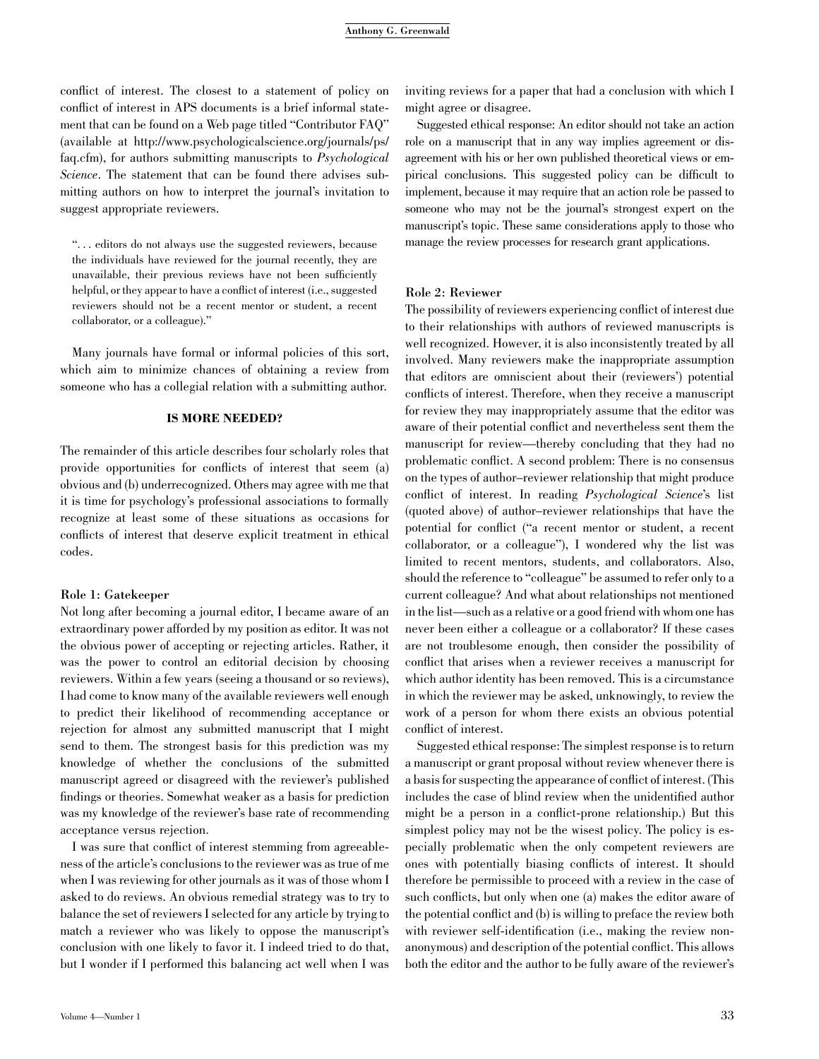conflict of interest. The closest to a statement of policy on conflict of interest in APS documents is a brief informal statement that can be found on a Web page titled "Contributor FAQ" (available at http://www.psychologicalscience.org/journals/ps/faq.cfm), for authors submitting manuscripts to *Psychological Science*. The statement that can be found there advises submitting authors on how to interpret the journal's invitation to suggest appropriate reviewers.

> ". . . editors do not always use the suggested reviewers, because the individuals have reviewed for the journal recently, they are unavailable, their previous reviews have not been sufficiently helpful, or they appear to have a conflict of interest (i.e., suggested reviewers should not be a recent mentor or student, a recent collaborator, or a colleague)."

Many journals have formal or informal policies of this sort, which aim to minimize chances of obtaining a review from someone who has a collegial relation with a submitting author.

## IS MORE NEEDED?

The remainder of this article describes four scholarly roles that provide opportunities for conflicts of interest that seem (a) obvious and (b) underrecognized. Others may agree with me that it is time for psychology's professional associations to formally recognize at least some of these situations as occasions for conflicts of interest that deserve explicit treatment in ethical codes.

### Role 1: Gatekeeper

Not long after becoming a journal editor, I became aware of an extraordinary power afforded by my position as editor. It was not the obvious power of accepting or rejecting articles. Rather, it was the power to control an editorial decision by choosing reviewers. Within a few years (seeing a thousand or so reviews), I had come to know many of the available reviewers well enough to predict their likelihood of recommending acceptance or rejection for almost any submitted manuscript that I might send to them. The strongest basis for this prediction was my knowledge of whether the conclusions of the submitted manuscript agreed or disagreed with the reviewer's published findings or theories. Somewhat weaker as a basis for prediction was my knowledge of the reviewer's base rate of recommending acceptance versus rejection.

I was sure that conflict of interest stemming from agreeableness of the article's conclusions to the reviewer was as true of me when I was reviewing for other journals as it was of those whom I asked to do reviews. An obvious remedial strategy was to try to balance the set of reviewers I selected for any article by trying to match a reviewer who was likely to oppose the manuscript's conclusion with one likely to favor it. I indeed tried to do that, but I wonder if I performed this balancing act well when I was inviting reviews for a paper that had a conclusion with which I might agree or disagree.

Suggested ethical response: An editor should not take an action role on a manuscript that in any way implies agreement or disagreement with his or her own published theoretical views or empirical conclusions. This suggested policy can be difficult to implement, because it may require that an action role be passed to someone who may not be the journal's strongest expert on the manuscript's topic. These same considerations apply to those who manage the review processes for research grant applications.

### Role 2: Reviewer

The possibility of reviewers experiencing conflict of interest due to their relationships with authors of reviewed manuscripts is well recognized. However, it is also inconsistently treated by all involved. Many reviewers make the inappropriate assumption that editors are omniscient about their (reviewers') potential conflicts of interest. Therefore, when they receive a manuscript for review they may inappropriately assume that the editor was aware of their potential conflict and nevertheless sent them the manuscript for review—thereby concluding that they had no problematic conflict. A second problem: There is no consensus on the types of author–reviewer relationship that might produce conflict of interest. In reading *Psychological Science*'s list (quoted above) of author–reviewer relationships that have the potential for conflict ("a recent mentor or student, a recent collaborator, or a colleague"), I wondered why the list was limited to recent mentors, students, and collaborators. Also, should the reference to "colleague" be assumed to refer only to a current colleague? And what about relationships not mentioned in the list—such as a relative or a good friend with whom one has never been either a colleague or a collaborator? If these cases are not troublesome enough, then consider the possibility of conflict that arises when a reviewer receives a manuscript for which author identity has been removed. This is a circumstance in which the reviewer may be asked, unknowingly, to review the work of a person for whom there exists an obvious potential conflict of interest.

Suggested ethical response: The simplest response is to return a manuscript or grant proposal without review whenever there is a basis for suspecting the appearance of conflict of interest. (This includes the case of blind review when the unidentified author might be a person in a conflict-prone relationship.) But this simplest policy may not be the wisest policy. The policy is especially problematic when the only competent reviewers are ones with potentially biasing conflicts of interest. It should therefore be permissible to proceed with a review in the case of such conflicts, but only when one (a) makes the editor aware of the potential conflict and (b) is willing to preface the review both with reviewer self-identification (i.e., making the review non-anonymous) and description of the potential conflict. This allows both the editor and the author to be fully aware of the reviewer's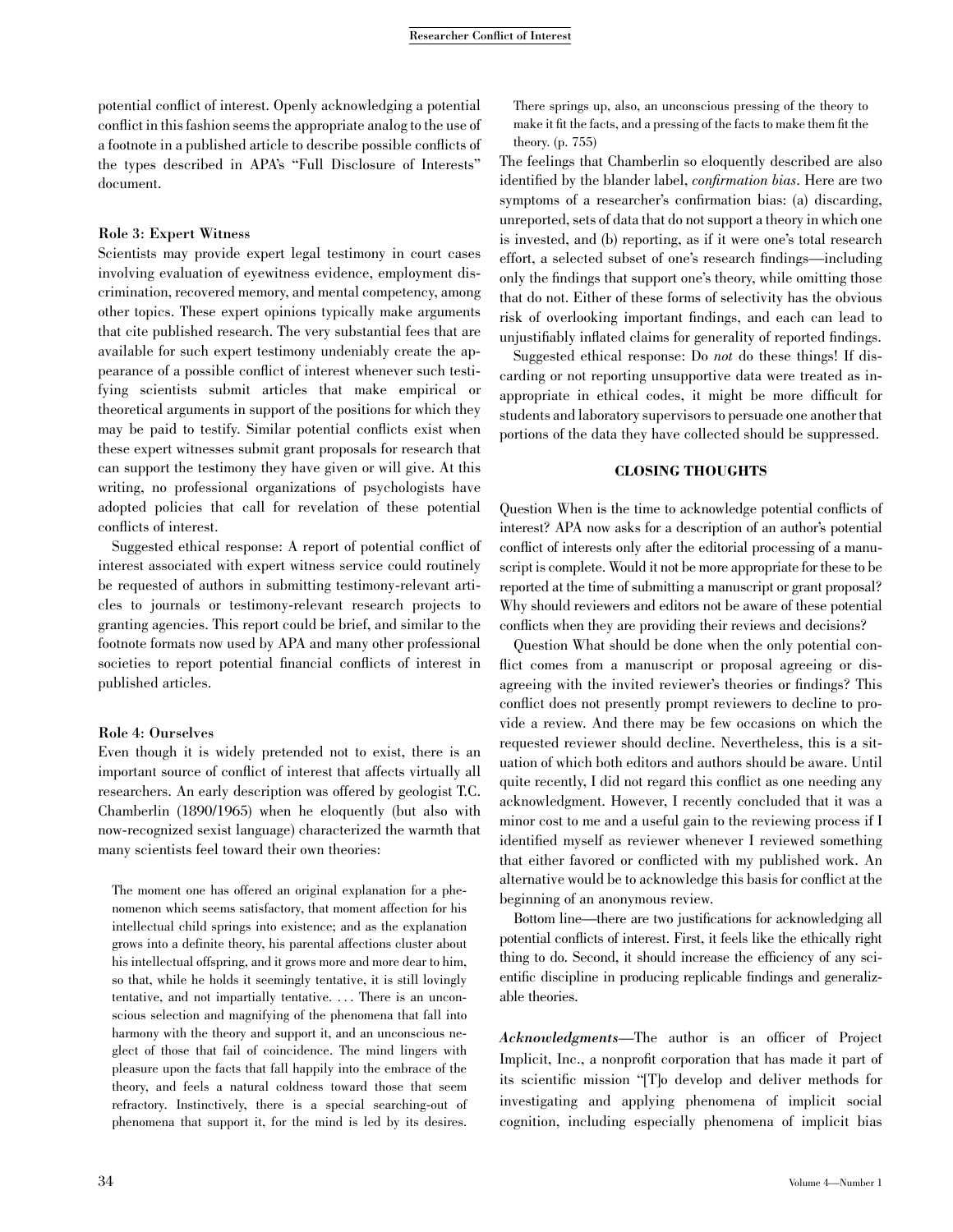potential conflict of interest. Openly acknowledging a potential conflict in this fashion seems the appropriate analog to the use of a footnote in a published article to describe possible conflicts of the types described in APA's "Full Disclosure of Interests" document.

### Role 3: Expert Witness

Scientists may provide expert legal testimony in court cases involving evaluation of eyewitness evidence, employment discrimination, recovered memory, and mental competency, among other topics. These expert opinions typically make arguments that cite published research. The very substantial fees that are available for such expert testimony undeniably create the appearance of a possible conflict of interest whenever such testifying scientists submit articles that make empirical or theoretical arguments in support of the positions for which they may be paid to testify. Similar potential conflicts exist when these expert witnesses submit grant proposals for research that can support the testimony they have given or will give. At this writing, no professional organizations of psychologists have adopted policies that call for revelation of these potential conflicts of interest.

Suggested ethical response: A report of potential conflict of interest associated with expert witness service could routinely be requested of authors in submitting testimony-relevant articles to journals or testimony-relevant research projects to granting agencies. This report could be brief, and similar to the footnote formats now used by APA and many other professional societies to report potential financial conflicts of interest in published articles.

### Role 4: Ourselves

Even though it is widely pretended not to exist, there is an important source of conflict of interest that affects virtually all researchers. An early description was offered by geologist T.C. Chamberlin (1890/1965) when he eloquently (but also with now-recognized sexist language) characterized the warmth that many scientists feel toward their own theories:

> The moment one has offered an original explanation for a phenomenon which seems satisfactory, that moment affection for his intellectual child springs into existence; and as the explanation grows into a definite theory, his parental affections cluster about his intellectual offspring, and it grows more and more dear to him, so that, while he holds it seemingly tentative, it is still lovingly tentative, and not impartially tentative. . . . There is an unconscious selection and magnifying of the phenomena that fall into harmony with the theory and support it, and an unconscious neglect of those that fail of coincidence. The mind lingers with pleasure upon the facts that fall happily into the embrace of the theory, and feels a natural coldness toward those that seem refractory. Instinctively, there is a special searching-out of phenomena that support it, for the mind is led by its desires. There springs up, also, an unconscious pressing of the theory to make it fit the facts, and a pressing of the facts to make them fit the theory. (p. 755)

The feelings that Chamberlin so eloquently described are also identified by the blander label, *confirmation bias*. Here are two symptoms of a researcher's confirmation bias: (a) discarding, unreported, sets of data that do not support a theory in which one is invested, and (b) reporting, as if it were one's total research effort, a selected subset of one's research findings—including only the findings that support one's theory, while omitting those that do not. Either of these forms of selectivity has the obvious risk of overlooking important findings, and each can lead to unjustifiably inflated claims for generality of reported findings.

Suggested ethical response: Do *not* do these things! If discarding or not reporting unsupportive data were treated as inappropriate in ethical codes, it might be more difficult for students and laboratory supervisors to persuade one another that portions of the data they have collected should be suppressed.

## CLOSING THOUGHTS

Question When is the time to acknowledge potential conflicts of interest? APA now asks for a description of an author's potential conflict of interests only after the editorial processing of a manuscript is complete. Would it not be more appropriate for these to be reported at the time of submitting a manuscript or grant proposal? Why should reviewers and editors not be aware of these potential conflicts when they are providing their reviews and decisions?

Question What should be done when the only potential conflict comes from a manuscript or proposal agreeing or disagreeing with the invited reviewer's theories or findings? This conflict does not presently prompt reviewers to decline to provide a review. And there may be few occasions on which the requested reviewer should decline. Nevertheless, this is a situation of which both editors and authors should be aware. Until quite recently, I did not regard this conflict as one needing any acknowledgment. However, I recently concluded that it was a minor cost to me and a useful gain to the reviewing process if I identified myself as reviewer whenever I reviewed something that either favored or conflicted with my published work. An alternative would be to acknowledge this basis for conflict at the beginning of an anonymous review.

Bottom line—there are two justifications for acknowledging all potential conflicts of interest. First, it feels like the ethically right thing to do. Second, it should increase the efficiency of any scientific discipline in producing replicable findings and generalizable theories.

***Acknowledgments***—The author is an officer of Project Implicit, Inc., a nonprofit corporation that has made it part of its scientific mission "[T]o develop and deliver methods for investigating and applying phenomena of implicit social cognition, including especially phenomena of implicit bias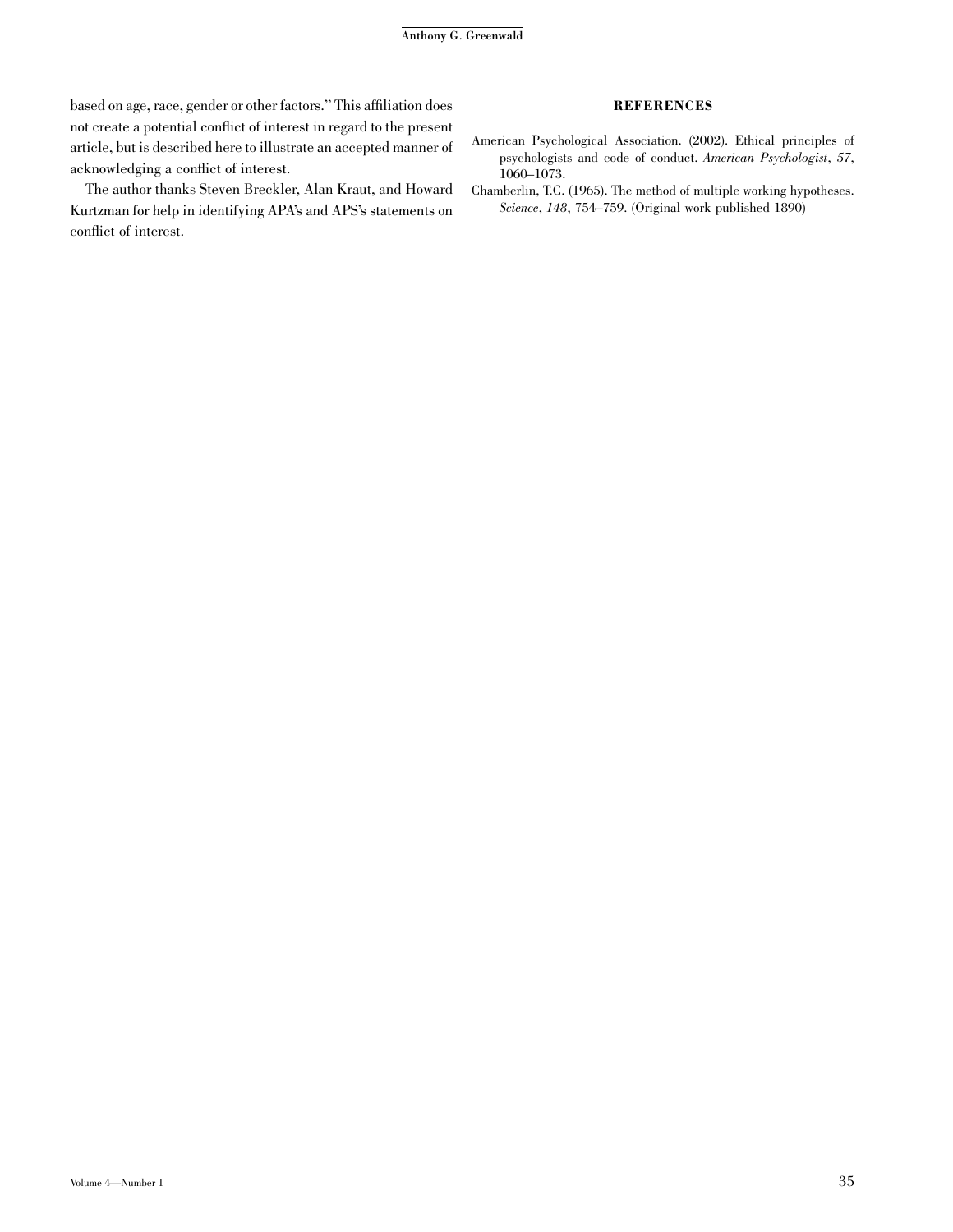based on age, race, gender or other factors." This affiliation does not create a potential conflict of interest in regard to the present article, but is described here to illustrate an accepted manner of acknowledging a conflict of interest.

The author thanks Steven Breckler, Alan Kraut, and Howard Kurtzman for help in identifying APA's and APS's statements on conflict of interest.

## REFERENCES

American Psychological Association. (2002). Ethical principles of psychologists and code of conduct. *American Psychologist*, *57*, 1060–1073.

Chamberlin, T.C. (1965). The method of multiple working hypotheses. *Science*, *148*, 754–759. (Original work published 1890)